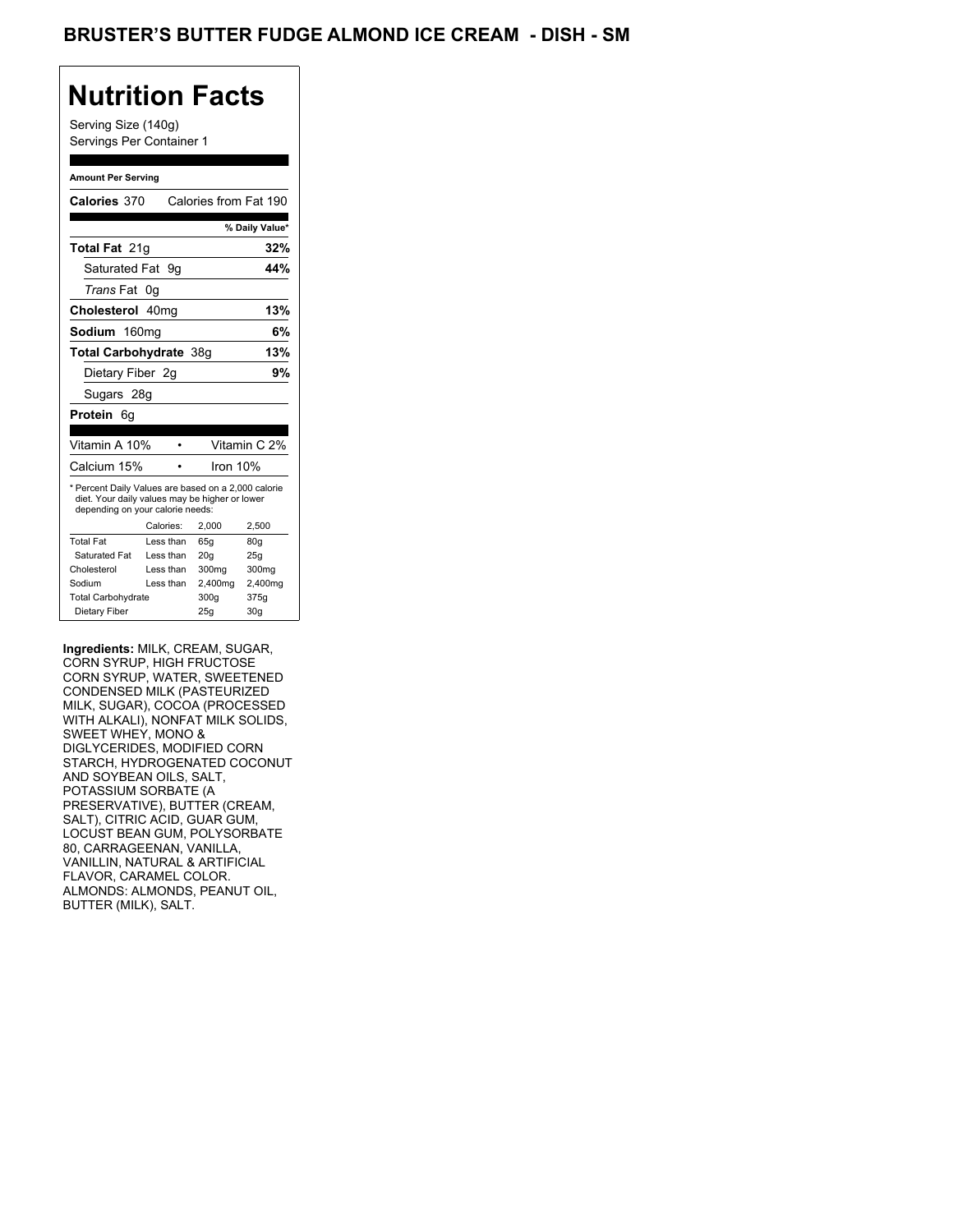# BRUSTER'S BUTTER FUDGE ALMOND ICE CREAM - DISH - SM

## Nutrition Facts

Serving Size (140g)
Servings Per Container 1

**Amount Per Serving**

| | |
|---|---|
| **Calories** 370 | Calories from Fat 190 |
| | **% Daily Value*** |
| **Total Fat** 21g | **32%** |
| Saturated Fat 9g | **44%** |
| *Trans* Fat 0g | |
| **Cholesterol** 40mg | **13%** |
| **Sodium** 160mg | **6%** |
| **Total Carbohydrate** 38g | **13%** |
| Dietary Fiber 2g | **9%** |
| Sugars 28g | |
| **Protein** 6g | |

| | |
|---|---|
| Vitamin A 10% | Vitamin C 2% |
| Calcium 15% | Iron 10% |

* Percent Daily Values are based on a 2,000 calorie diet. Your daily values may be higher or lower depending on your calorie needs:

| | Calories: | 2,000 | 2,500 |
|---|---|---|---|
| Total Fat | Less than | 65g | 80g |
| Saturated Fat | Less than | 20g | 25g |
| Cholesterol | Less than | 300mg | 300mg |
| Sodium | Less than | 2,400mg | 2,400mg |
| Total Carbohydrate | | 300g | 375g |
| Dietary Fiber | | 25g | 30g |

**Ingredients:** MILK, CREAM, SUGAR, CORN SYRUP, HIGH FRUCTOSE CORN SYRUP, WATER, SWEETENED CONDENSED MILK (PASTEURIZED MILK, SUGAR), COCOA (PROCESSED WITH ALKALI), NONFAT MILK SOLIDS, SWEET WHEY, MONO & DIGLYCERIDES, MODIFIED CORN STARCH, HYDROGENATED COCONUT AND SOYBEAN OILS, SALT, POTASSIUM SORBATE (A PRESERVATIVE), BUTTER (CREAM, SALT), CITRIC ACID, GUAR GUM, LOCUST BEAN GUM, POLYSORBATE 80, CARRAGEENAN, VANILLA, VANILLIN, NATURAL & ARTIFICIAL FLAVOR, CARAMEL COLOR. ALMONDS: ALMONDS, PEANUT OIL, BUTTER (MILK), SALT.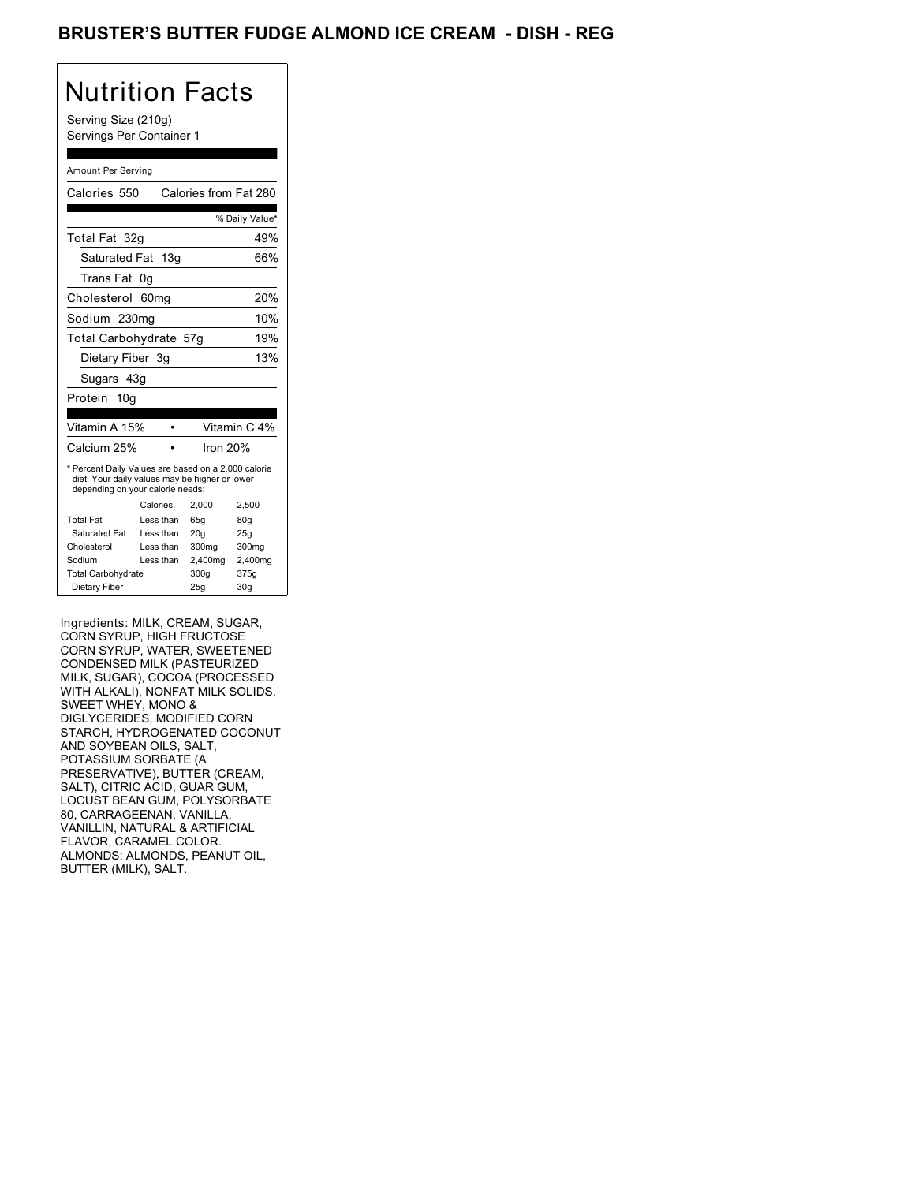# BRUSTER'S BUTTER FUDGE ALMOND ICE CREAM - DISH - REG

## Nutrition Facts

Serving Size (210g)
Servings Per Container 1

Amount Per Serving

Calories 550 Calories from Fat 280

| | % Daily Value* |
|---|---|
| Total Fat 32g | 49% |
| Saturated Fat 13g | 66% |
| Trans Fat 0g | |
| Cholesterol 60mg | 20% |
| Sodium 230mg | 10% |
| Total Carbohydrate 57g | 19% |
| Dietary Fiber 3g | 13% |
| Sugars 43g | |
| Protein 10g | |

Vitamin A 15% • Vitamin C 4%

Calcium 25% • Iron 20%

* Percent Daily Values are based on a 2,000 calorie diet. Your daily values may be higher or lower depending on your calorie needs:

| | Calories: | 2,000 | 2,500 |
|---|---|---|---|
| Total Fat | Less than | 65g | 80g |
| Saturated Fat | Less than | 20g | 25g |
| Cholesterol | Less than | 300mg | 300mg |
| Sodium | Less than | 2,400mg | 2,400mg |
| Total Carbohydrate | | 300g | 375g |
| Dietary Fiber | | 25g | 30g |

Ingredients: MILK, CREAM, SUGAR, CORN SYRUP, HIGH FRUCTOSE CORN SYRUP, WATER, SWEETENED CONDENSED MILK (PASTEURIZED MILK, SUGAR), COCOA (PROCESSED WITH ALKALI), NONFAT MILK SOLIDS, SWEET WHEY, MONO & DIGLYCERIDES, MODIFIED CORN STARCH, HYDROGENATED COCONUT AND SOYBEAN OILS, SALT, POTASSIUM SORBATE (A PRESERVATIVE), BUTTER (CREAM, SALT), CITRIC ACID, GUAR GUM, LOCUST BEAN GUM, POLYSORBATE 80, CARRAGEENAN, VANILLA, VANILLIN, NATURAL & ARTIFICIAL FLAVOR, CARAMEL COLOR. ALMONDS: ALMONDS, PEANUT OIL, BUTTER (MILK), SALT.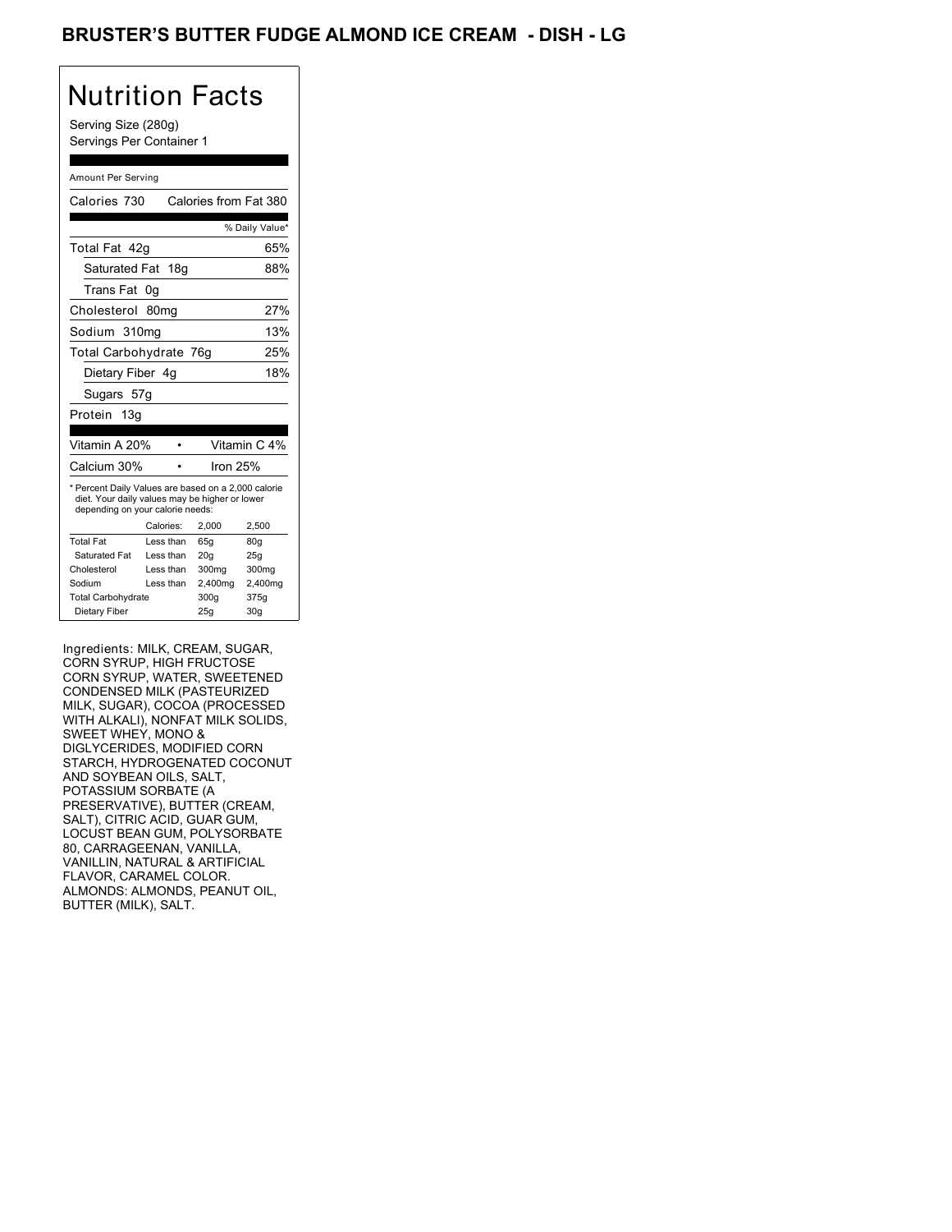# BRUSTER'S BUTTER FUDGE ALMOND ICE CREAM - DISH - LG

## Nutrition Facts

Serving Size (280g)
Servings Per Container 1

Amount Per Serving

| Calories 730 | Calories from Fat 380 |
|---|---|
| | % Daily Value* |
| Total Fat 42g | 65% |
| Saturated Fat 18g | 88% |
| Trans Fat 0g | |
| Cholesterol 80mg | 27% |
| Sodium 310mg | 13% |
| Total Carbohydrate 76g | 25% |
| Dietary Fiber 4g | 18% |
| Sugars 57g | |
| Protein 13g | |

| Vitamin A 20% | Vitamin C 4% |
|---|---|
| Calcium 30% | Iron 25% |

* Percent Daily Values are based on a 2,000 calorie diet. Your daily values may be higher or lower depending on your calorie needs:

| | Calories: | 2,000 | 2,500 |
|---|---|---|---|
| Total Fat | Less than | 65g | 80g |
| Saturated Fat | Less than | 20g | 25g |
| Cholesterol | Less than | 300mg | 300mg |
| Sodium | Less than | 2,400mg | 2,400mg |
| Total Carbohydrate | | 300g | 375g |
| Dietary Fiber | | 25g | 30g |

Ingredients: MILK, CREAM, SUGAR, CORN SYRUP, HIGH FRUCTOSE CORN SYRUP, WATER, SWEETENED CONDENSED MILK (PASTEURIZED MILK, SUGAR), COCOA (PROCESSED WITH ALKALI), NONFAT MILK SOLIDS, SWEET WHEY, MONO & DIGLYCERIDES, MODIFIED CORN STARCH, HYDROGENATED COCONUT AND SOYBEAN OILS, SALT, POTASSIUM SORBATE (A PRESERVATIVE), BUTTER (CREAM, SALT), CITRIC ACID, GUAR GUM, LOCUST BEAN GUM, POLYSORBATE 80, CARRAGEENAN, VANILLA, VANILLIN, NATURAL & ARTIFICIAL FLAVOR, CARAMEL COLOR. ALMONDS: ALMONDS, PEANUT OIL, BUTTER (MILK), SALT.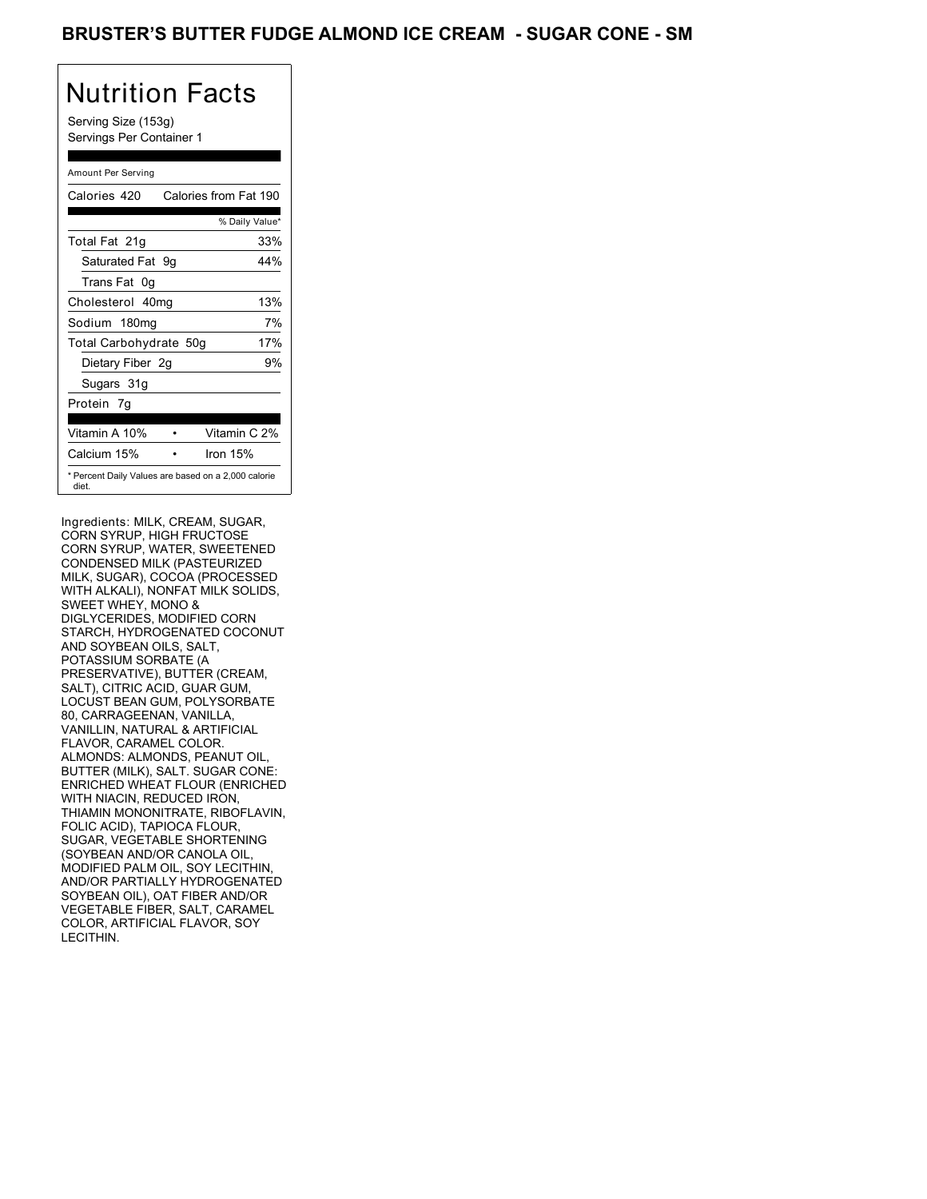# BRUSTER'S BUTTER FUDGE ALMOND ICE CREAM - SUGAR CONE - SM

## Nutrition Facts

Serving Size (153g)
Servings Per Container 1

Amount Per Serving

| | |
|---|---|
| Calories 420 | Calories from Fat 190 |
| | % Daily Value* |
| Total Fat 21g | 33% |
| Saturated Fat 9g | 44% |
| Trans Fat 0g | |
| Cholesterol 40mg | 13% |
| Sodium 180mg | 7% |
| Total Carbohydrate 50g | 17% |
| Dietary Fiber 2g | 9% |
| Sugars 31g | |
| Protein 7g | |
| Vitamin A 10% | Vitamin C 2% |
| Calcium 15% | Iron 15% |

* Percent Daily Values are based on a 2,000 calorie diet.

Ingredients: MILK, CREAM, SUGAR, CORN SYRUP, HIGH FRUCTOSE CORN SYRUP, WATER, SWEETENED CONDENSED MILK (PASTEURIZED MILK, SUGAR), COCOA (PROCESSED WITH ALKALI), NONFAT MILK SOLIDS, SWEET WHEY, MONO & DIGLYCERIDES, MODIFIED CORN STARCH, HYDROGENATED COCONUT AND SOYBEAN OILS, SALT, POTASSIUM SORBATE (A PRESERVATIVE), BUTTER (CREAM, SALT), CITRIC ACID, GUAR GUM, LOCUST BEAN GUM, POLYSORBATE 80, CARRAGEENAN, VANILLA, VANILLIN, NATURAL & ARTIFICIAL FLAVOR, CARAMEL COLOR. ALMONDS: ALMONDS, PEANUT OIL, BUTTER (MILK), SALT. SUGAR CONE: ENRICHED WHEAT FLOUR (ENRICHED WITH NIACIN, REDUCED IRON, THIAMIN MONONITRATE, RIBOFLAVIN, FOLIC ACID), TAPIOCA FLOUR, SUGAR, VEGETABLE SHORTENING (SOYBEAN AND/OR CANOLA OIL, MODIFIED PALM OIL, SOY LECITHIN, AND/OR PARTIALLY HYDROGENATED SOYBEAN OIL), OAT FIBER AND/OR VEGETABLE FIBER, SALT, CARAMEL COLOR, ARTIFICIAL FLAVOR, SOY LECITHIN.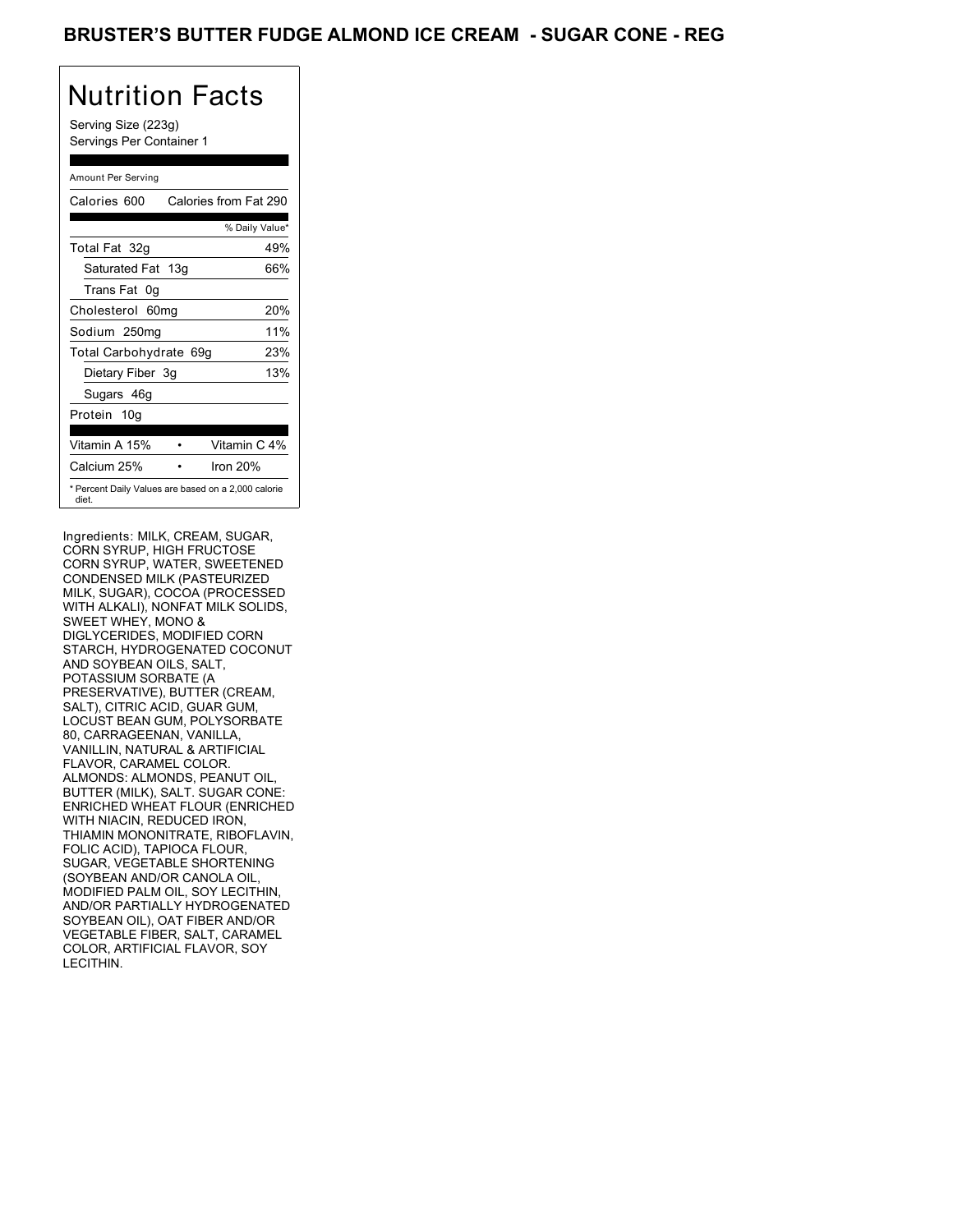# BRUSTER'S BUTTER FUDGE ALMOND ICE CREAM - SUGAR CONE - REG

## Nutrition Facts

Serving Size (223g)
Servings Per Container 1

| Amount Per Serving | |
|---|---|
| Calories 600 | Calories from Fat 290 |
| | % Daily Value* |
| Total Fat 32g | 49% |
| Saturated Fat 13g | 66% |
| Trans Fat 0g | |
| Cholesterol 60mg | 20% |
| Sodium 250mg | 11% |
| Total Carbohydrate 69g | 23% |
| Dietary Fiber 3g | 13% |
| Sugars 46g | |
| Protein 10g | |
| Vitamin A 15% | Vitamin C 4% |
| Calcium 25% | Iron 20% |

* Percent Daily Values are based on a 2,000 calorie diet.

Ingredients: MILK, CREAM, SUGAR, CORN SYRUP, HIGH FRUCTOSE CORN SYRUP, WATER, SWEETENED CONDENSED MILK (PASTEURIZED MILK, SUGAR), COCOA (PROCESSED WITH ALKALI), NONFAT MILK SOLIDS, SWEET WHEY, MONO & DIGLYCERIDES, MODIFIED CORN STARCH, HYDROGENATED COCONUT AND SOYBEAN OILS, SALT, POTASSIUM SORBATE (A PRESERVATIVE), BUTTER (CREAM, SALT), CITRIC ACID, GUAR GUM, LOCUST BEAN GUM, POLYSORBATE 80, CARRAGEENAN, VANILLA, VANILLIN, NATURAL & ARTIFICIAL FLAVOR, CARAMEL COLOR. ALMONDS: ALMONDS, PEANUT OIL, BUTTER (MILK), SALT. SUGAR CONE: ENRICHED WHEAT FLOUR (ENRICHED WITH NIACIN, REDUCED IRON, THIAMIN MONONITRATE, RIBOFLAVIN, FOLIC ACID), TAPIOCA FLOUR, SUGAR, VEGETABLE SHORTENING (SOYBEAN AND/OR CANOLA OIL, MODIFIED PALM OIL, SOY LECITHIN, AND/OR PARTIALLY HYDROGENATED SOYBEAN OIL), OAT FIBER AND/OR VEGETABLE FIBER, SALT, CARAMEL COLOR, ARTIFICIAL FLAVOR, SOY LECITHIN.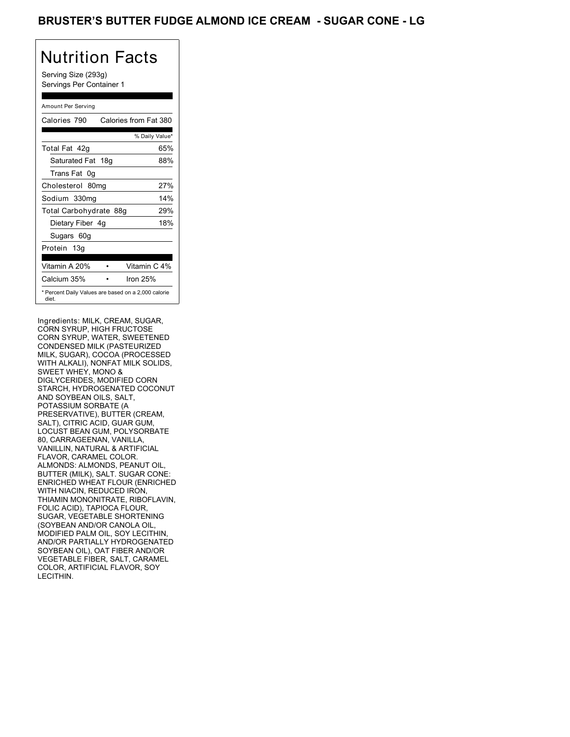# BRUSTER'S BUTTER FUDGE ALMOND ICE CREAM - SUGAR CONE - LG

## Nutrition Facts

Serving Size (293g)
Servings Per Container 1

Amount Per Serving

| Calories 790 | Calories from Fat 380 |
|---|---|
| | % Daily Value* |
| Total Fat 42g | 65% |
| Saturated Fat 18g | 88% |
| Trans Fat 0g | |
| Cholesterol 80mg | 27% |
| Sodium 330mg | 14% |
| Total Carbohydrate 88g | 29% |
| Dietary Fiber 4g | 18% |
| Sugars 60g | |
| Protein 13g | |

| Vitamin A 20% | • | Vitamin C 4% |
|---|---|---|
| Calcium 35% | • | Iron 25% |

* Percent Daily Values are based on a 2,000 calorie diet.

Ingredients: MILK, CREAM, SUGAR, CORN SYRUP, HIGH FRUCTOSE CORN SYRUP, WATER, SWEETENED CONDENSED MILK (PASTEURIZED MILK, SUGAR), COCOA (PROCESSED WITH ALKALI), NONFAT MILK SOLIDS, SWEET WHEY, MONO & DIGLYCERIDES, MODIFIED CORN STARCH, HYDROGENATED COCONUT AND SOYBEAN OILS, SALT, POTASSIUM SORBATE (A PRESERVATIVE), BUTTER (CREAM, SALT), CITRIC ACID, GUAR GUM, LOCUST BEAN GUM, POLYSORBATE 80, CARRAGEENAN, VANILLA, VANILLIN, NATURAL & ARTIFICIAL FLAVOR, CARAMEL COLOR. ALMONDS: ALMONDS, PEANUT OIL, BUTTER (MILK), SALT. SUGAR CONE: ENRICHED WHEAT FLOUR (ENRICHED WITH NIACIN, REDUCED IRON, THIAMIN MONONITRATE, RIBOFLAVIN, FOLIC ACID), TAPIOCA FLOUR, SUGAR, VEGETABLE SHORTENING (SOYBEAN AND/OR CANOLA OIL, MODIFIED PALM OIL, SOY LECITHIN, AND/OR PARTIALLY HYDROGENATED SOYBEAN OIL), OAT FIBER AND/OR VEGETABLE FIBER, SALT, CARAMEL COLOR, ARTIFICIAL FLAVOR, SOY LECITHIN.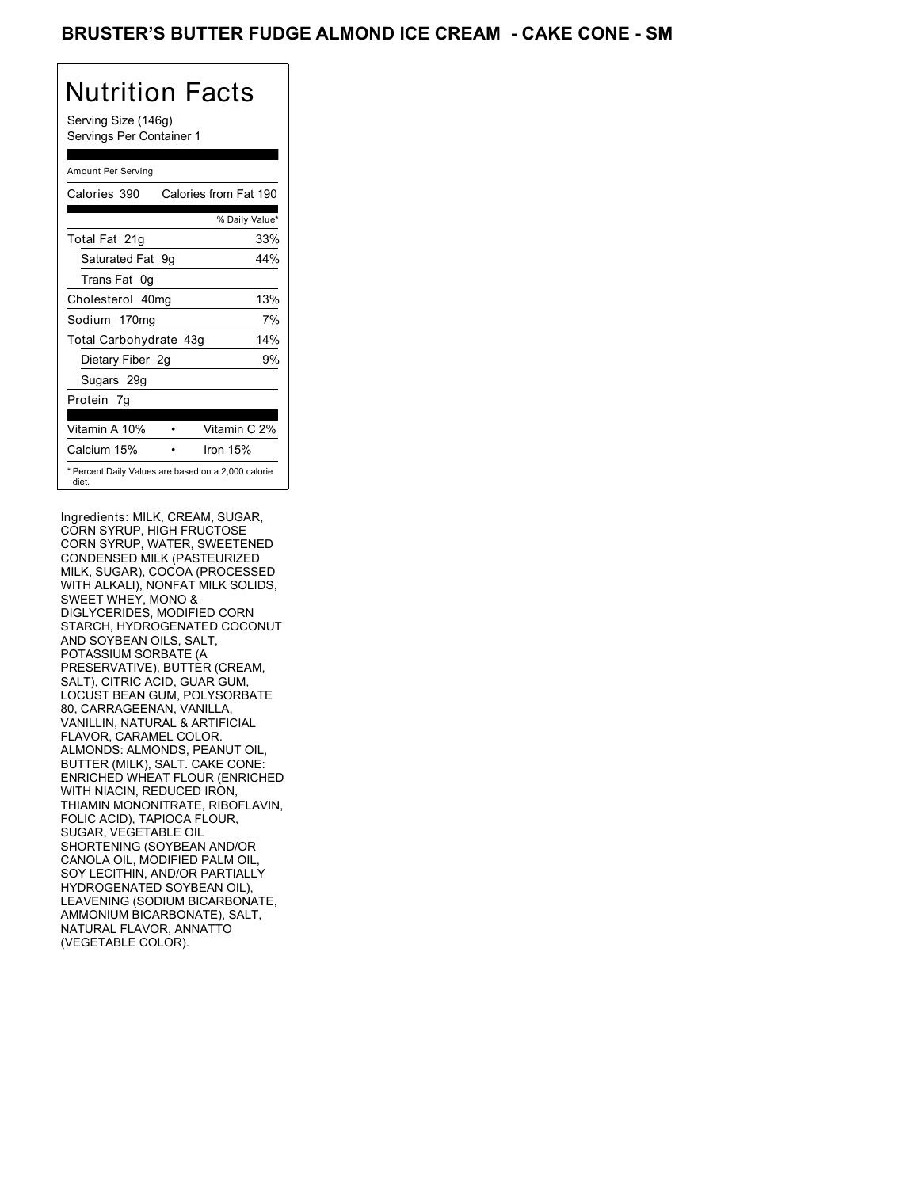# BRUSTER'S BUTTER FUDGE ALMOND ICE CREAM - CAKE CONE - SM

## Nutrition Facts

Serving Size (146g)
Servings Per Container 1

| Amount Per Serving | |
|---|---|
| Calories 390 | Calories from Fat 190 |
| | % Daily Value* |
| Total Fat 21g | 33% |
| Saturated Fat 9g | 44% |
| Trans Fat 0g | |
| Cholesterol 40mg | 13% |
| Sodium 170mg | 7% |
| Total Carbohydrate 43g | 14% |
| Dietary Fiber 2g | 9% |
| Sugars 29g | |
| Protein 7g | |
| Vitamin A 10% | Vitamin C 2% |
| Calcium 15% | Iron 15% |

* Percent Daily Values are based on a 2,000 calorie diet.

Ingredients: MILK, CREAM, SUGAR, CORN SYRUP, HIGH FRUCTOSE CORN SYRUP, WATER, SWEETENED CONDENSED MILK (PASTEURIZED MILK, SUGAR), COCOA (PROCESSED WITH ALKALI), NONFAT MILK SOLIDS, SWEET WHEY, MONO & DIGLYCERIDES, MODIFIED CORN STARCH, HYDROGENATED COCONUT AND SOYBEAN OILS, SALT, POTASSIUM SORBATE (A PRESERVATIVE), BUTTER (CREAM, SALT), CITRIC ACID, GUAR GUM, LOCUST BEAN GUM, POLYSORBATE 80, CARRAGEENAN, VANILLA, VANILLIN, NATURAL & ARTIFICIAL FLAVOR, CARAMEL COLOR. ALMONDS: ALMONDS, PEANUT OIL, BUTTER (MILK), SALT. CAKE CONE: ENRICHED WHEAT FLOUR (ENRICHED WITH NIACIN, REDUCED IRON, THIAMIN MONONITRATE, RIBOFLAVIN, FOLIC ACID), TAPIOCA FLOUR, SUGAR, VEGETABLE OIL SHORTENING (SOYBEAN AND/OR CANOLA OIL, MODIFIED PALM OIL, SOY LECITHIN, AND/OR PARTIALLY HYDROGENATED SOYBEAN OIL), LEAVENING (SODIUM BICARBONATE, AMMONIUM BICARBONATE), SALT, NATURAL FLAVOR, ANNATTO (VEGETABLE COLOR).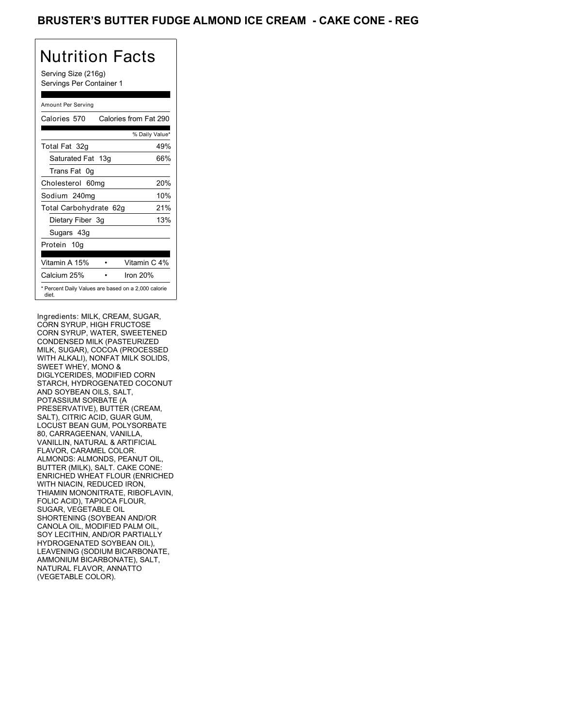# BRUSTER'S BUTTER FUDGE ALMOND ICE CREAM - CAKE CONE - REG

## Nutrition Facts

Serving Size (216g)
Servings Per Container 1

| Amount Per Serving | |
|---|---|
| Calories 570 | Calories from Fat 290 |
| | % Daily Value* |
| Total Fat 32g | 49% |
| Saturated Fat 13g | 66% |
| Trans Fat 0g | |
| Cholesterol 60mg | 20% |
| Sodium 240mg | 10% |
| Total Carbohydrate 62g | 21% |
| Dietary Fiber 3g | 13% |
| Sugars 43g | |
| Protein 10g | |
| Vitamin A 15% | Vitamin C 4% |
| Calcium 25% | Iron 20% |

* Percent Daily Values are based on a 2,000 calorie diet.

Ingredients: MILK, CREAM, SUGAR, CORN SYRUP, HIGH FRUCTOSE CORN SYRUP, WATER, SWEETENED CONDENSED MILK (PASTEURIZED MILK, SUGAR), COCOA (PROCESSED WITH ALKALI), NONFAT MILK SOLIDS, SWEET WHEY, MONO & DIGLYCERIDES, MODIFIED CORN STARCH, HYDROGENATED COCONUT AND SOYBEAN OILS, SALT, POTASSIUM SORBATE (A PRESERVATIVE), BUTTER (CREAM, SALT), CITRIC ACID, GUAR GUM, LOCUST BEAN GUM, POLYSORBATE 80, CARRAGEENAN, VANILLA, VANILLIN, NATURAL & ARTIFICIAL FLAVOR, CARAMEL COLOR. ALMONDS: ALMONDS, PEANUT OIL, BUTTER (MILK), SALT. CAKE CONE: ENRICHED WHEAT FLOUR (ENRICHED WITH NIACIN, REDUCED IRON, THIAMIN MONONITRATE, RIBOFLAVIN, FOLIC ACID), TAPIOCA FLOUR, SUGAR, VEGETABLE OIL SHORTENING (SOYBEAN AND/OR CANOLA OIL, MODIFIED PALM OIL, SOY LECITHIN, AND/OR PARTIALLY HYDROGENATED SOYBEAN OIL), LEAVENING (SODIUM BICARBONATE, AMMONIUM BICARBONATE), SALT, NATURAL FLAVOR, ANNATTO (VEGETABLE COLOR).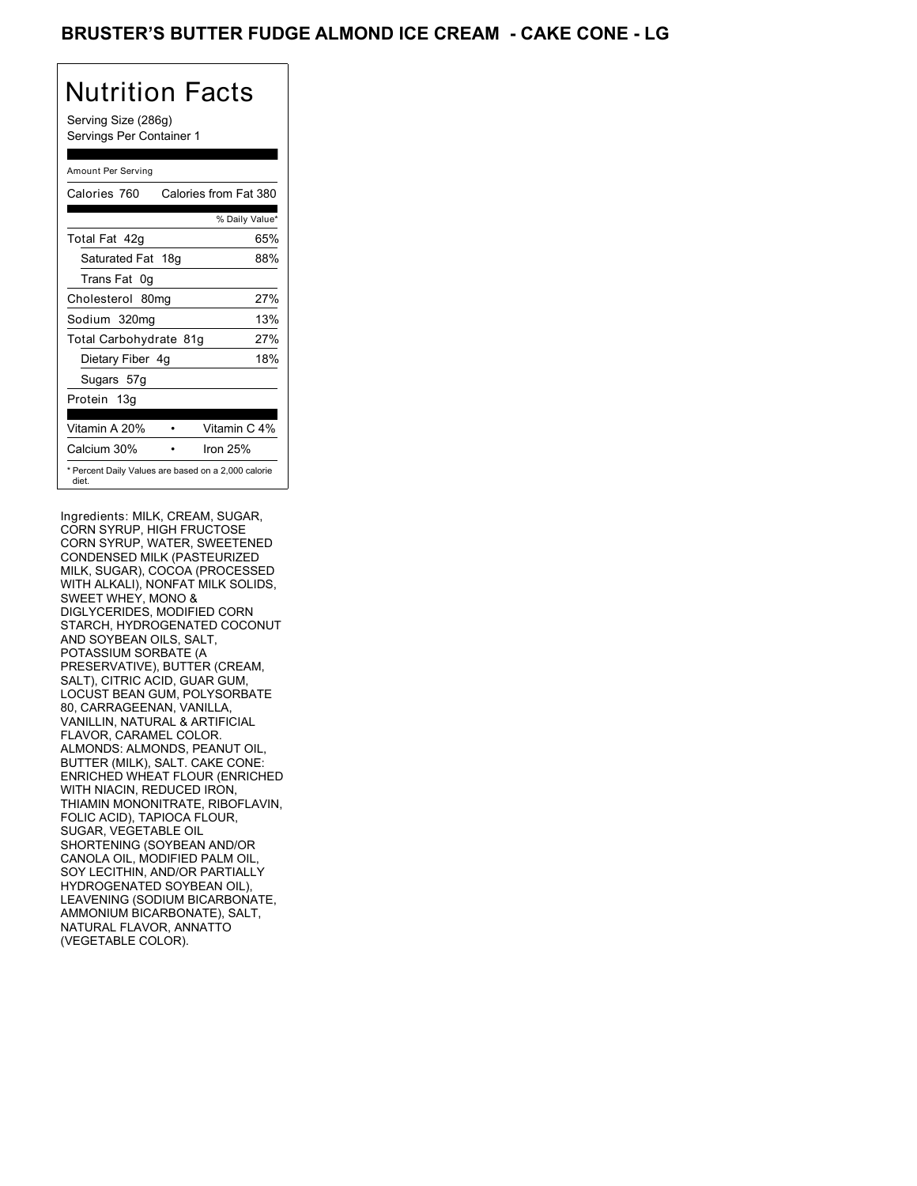# BRUSTER'S BUTTER FUDGE ALMOND ICE CREAM - CAKE CONE - LG

## Nutrition Facts

Serving Size (286g)
Servings Per Container 1

Amount Per Serving

| Calories 760 | Calories from Fat 380 |
|---|---|
| | % Daily Value* |
| Total Fat 42g | 65% |
| Saturated Fat 18g | 88% |
| Trans Fat 0g | |
| Cholesterol 80mg | 27% |
| Sodium 320mg | 13% |
| Total Carbohydrate 81g | 27% |
| Dietary Fiber 4g | 18% |
| Sugars 57g | |
| Protein 13g | |

| Vitamin A 20% | • | Vitamin C 4% |
|---|---|---|
| Calcium 30% | • | Iron 25% |

* Percent Daily Values are based on a 2,000 calorie diet.

Ingredients: MILK, CREAM, SUGAR, CORN SYRUP, HIGH FRUCTOSE CORN SYRUP, WATER, SWEETENED CONDENSED MILK (PASTEURIZED MILK, SUGAR), COCOA (PROCESSED WITH ALKALI), NONFAT MILK SOLIDS, SWEET WHEY, MONO & DIGLYCERIDES, MODIFIED CORN STARCH, HYDROGENATED COCONUT AND SOYBEAN OILS, SALT, POTASSIUM SORBATE (A PRESERVATIVE), BUTTER (CREAM, SALT), CITRIC ACID, GUAR GUM, LOCUST BEAN GUM, POLYSORBATE 80, CARRAGEENAN, VANILLA, VANILLIN, NATURAL & ARTIFICIAL FLAVOR, CARAMEL COLOR. ALMONDS: ALMONDS, PEANUT OIL, BUTTER (MILK), SALT. CAKE CONE: ENRICHED WHEAT FLOUR (ENRICHED WITH NIACIN, REDUCED IRON, THIAMIN MONONITRATE, RIBOFLAVIN, FOLIC ACID), TAPIOCA FLOUR, SUGAR, VEGETABLE OIL SHORTENING (SOYBEAN AND/OR CANOLA OIL, MODIFIED PALM OIL, SOY LECITHIN, AND/OR PARTIALLY HYDROGENATED SOYBEAN OIL), LEAVENING (SODIUM BICARBONATE, AMMONIUM BICARBONATE), SALT, NATURAL FLAVOR, ANNATTO (VEGETABLE COLOR).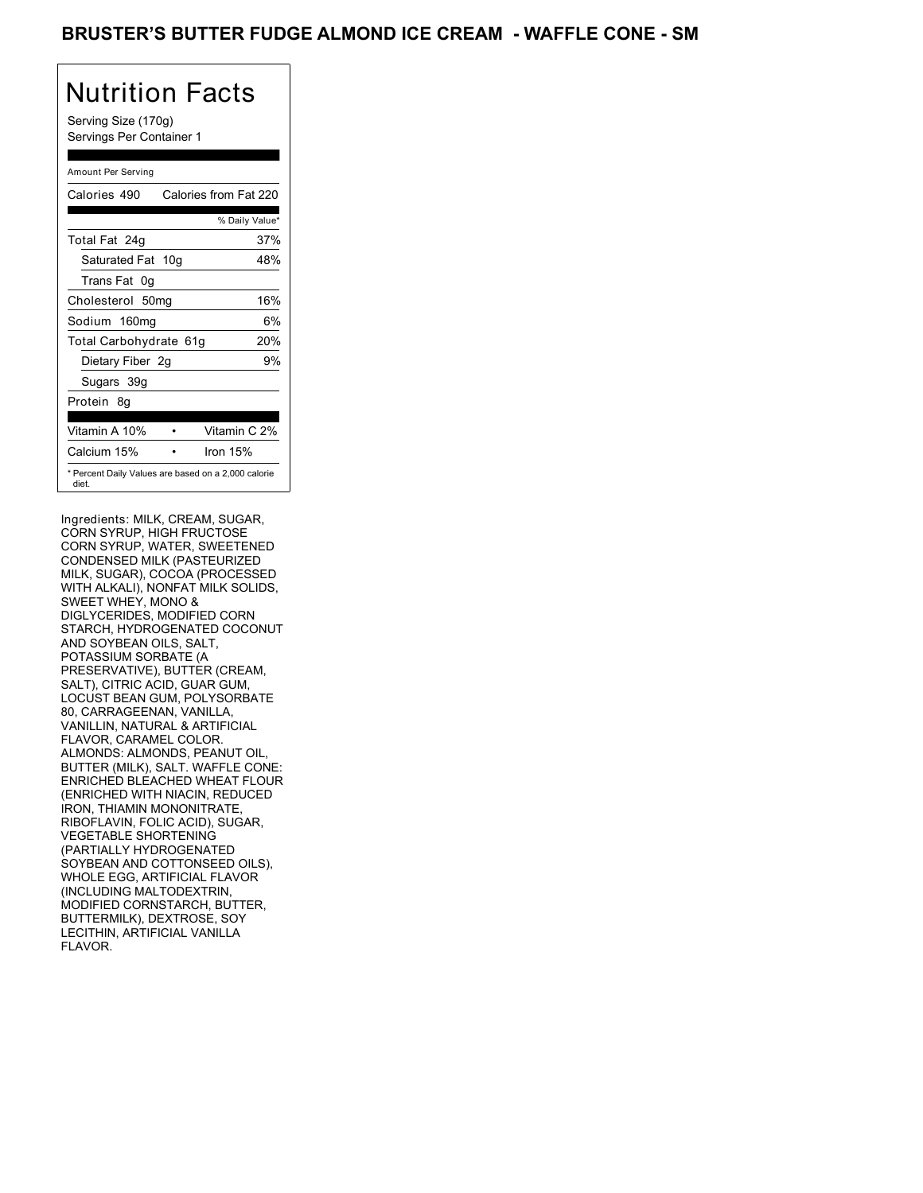## BRUSTER'S BUTTER FUDGE ALMOND ICE CREAM - WAFFLE CONE - SM

# Nutrition Facts

Serving Size (170g)
Servings Per Container 1

Amount Per Serving

| Calories 490 | Calories from Fat 220 |
|---|---|
| | % Daily Value* |
| Total Fat 24g | 37% |
| Saturated Fat 10g | 48% |
| Trans Fat 0g | |
| Cholesterol 50mg | 16% |
| Sodium 160mg | 6% |
| Total Carbohydrate 61g | 20% |
| Dietary Fiber 2g | 9% |
| Sugars 39g | |
| Protein 8g | |

| Vitamin A 10% | • | Vitamin C 2% |
|---|---|---|
| Calcium 15% | • | Iron 15% |

* Percent Daily Values are based on a 2,000 calorie diet.

Ingredients: MILK, CREAM, SUGAR, CORN SYRUP, HIGH FRUCTOSE CORN SYRUP, WATER, SWEETENED CONDENSED MILK (PASTEURIZED MILK, SUGAR), COCOA (PROCESSED WITH ALKALI), NONFAT MILK SOLIDS, SWEET WHEY, MONO & DIGLYCERIDES, MODIFIED CORN STARCH, HYDROGENATED COCONUT AND SOYBEAN OILS, SALT, POTASSIUM SORBATE (A PRESERVATIVE), BUTTER (CREAM, SALT), CITRIC ACID, GUAR GUM, LOCUST BEAN GUM, POLYSORBATE 80, CARRAGEENAN, VANILLA, VANILLIN, NATURAL & ARTIFICIAL FLAVOR, CARAMEL COLOR. ALMONDS: ALMONDS, PEANUT OIL, BUTTER (MILK), SALT. WAFFLE CONE: ENRICHED BLEACHED WHEAT FLOUR (ENRICHED WITH NIACIN, REDUCED IRON, THIAMIN MONONITRATE, RIBOFLAVIN, FOLIC ACID), SUGAR, VEGETABLE SHORTENING (PARTIALLY HYDROGENATED SOYBEAN AND COTTONSEED OILS), WHOLE EGG, ARTIFICIAL FLAVOR (INCLUDING MALTODEXTRIN, MODIFIED CORNSTARCH, BUTTER, BUTTERMILK), DEXTROSE, SOY LECITHIN, ARTIFICIAL VANILLA FLAVOR.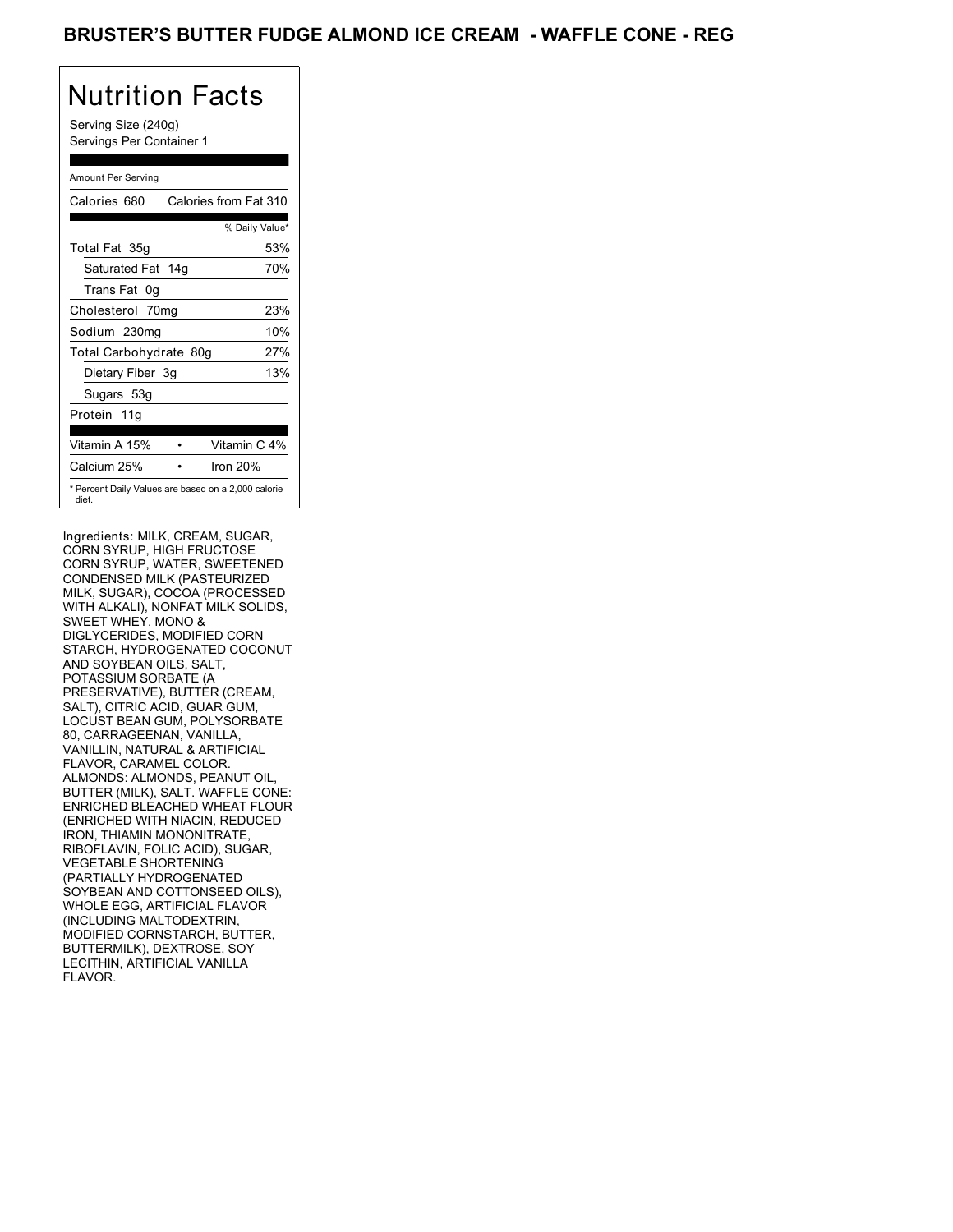# BRUSTER'S BUTTER FUDGE ALMOND ICE CREAM - WAFFLE CONE - REG

## Nutrition Facts

Serving Size (240g)
Servings Per Container 1

Amount Per Serving

| Calories 680 | Calories from Fat 310 |
|---|---|
| | % Daily Value* |
| Total Fat 35g | 53% |
| Saturated Fat 14g | 70% |
| Trans Fat 0g | |
| Cholesterol 70mg | 23% |
| Sodium 230mg | 10% |
| Total Carbohydrate 80g | 27% |
| Dietary Fiber 3g | 13% |
| Sugars 53g | |
| Protein 11g | |
| Vitamin A 15% • | Vitamin C 4% |
| Calcium 25% • | Iron 20% |

* Percent Daily Values are based on a 2,000 calorie diet.

Ingredients: MILK, CREAM, SUGAR, CORN SYRUP, HIGH FRUCTOSE CORN SYRUP, WATER, SWEETENED CONDENSED MILK (PASTEURIZED MILK, SUGAR), COCOA (PROCESSED WITH ALKALI), NONFAT MILK SOLIDS, SWEET WHEY, MONO & DIGLYCERIDES, MODIFIED CORN STARCH, HYDROGENATED COCONUT AND SOYBEAN OILS, SALT, POTASSIUM SORBATE (A PRESERVATIVE), BUTTER (CREAM, SALT), CITRIC ACID, GUAR GUM, LOCUST BEAN GUM, POLYSORBATE 80, CARRAGEENAN, VANILLA, VANILLIN, NATURAL & ARTIFICIAL FLAVOR, CARAMEL COLOR. ALMONDS: ALMONDS, PEANUT OIL, BUTTER (MILK), SALT. WAFFLE CONE: ENRICHED BLEACHED WHEAT FLOUR (ENRICHED WITH NIACIN, REDUCED IRON, THIAMIN MONONITRATE, RIBOFLAVIN, FOLIC ACID), SUGAR, VEGETABLE SHORTENING (PARTIALLY HYDROGENATED SOYBEAN AND COTTONSEED OILS), WHOLE EGG, ARTIFICIAL FLAVOR (INCLUDING MALTODEXTRIN, MODIFIED CORNSTARCH, BUTTER, BUTTERMILK), DEXTROSE, SOY LECITHIN, ARTIFICIAL VANILLA FLAVOR.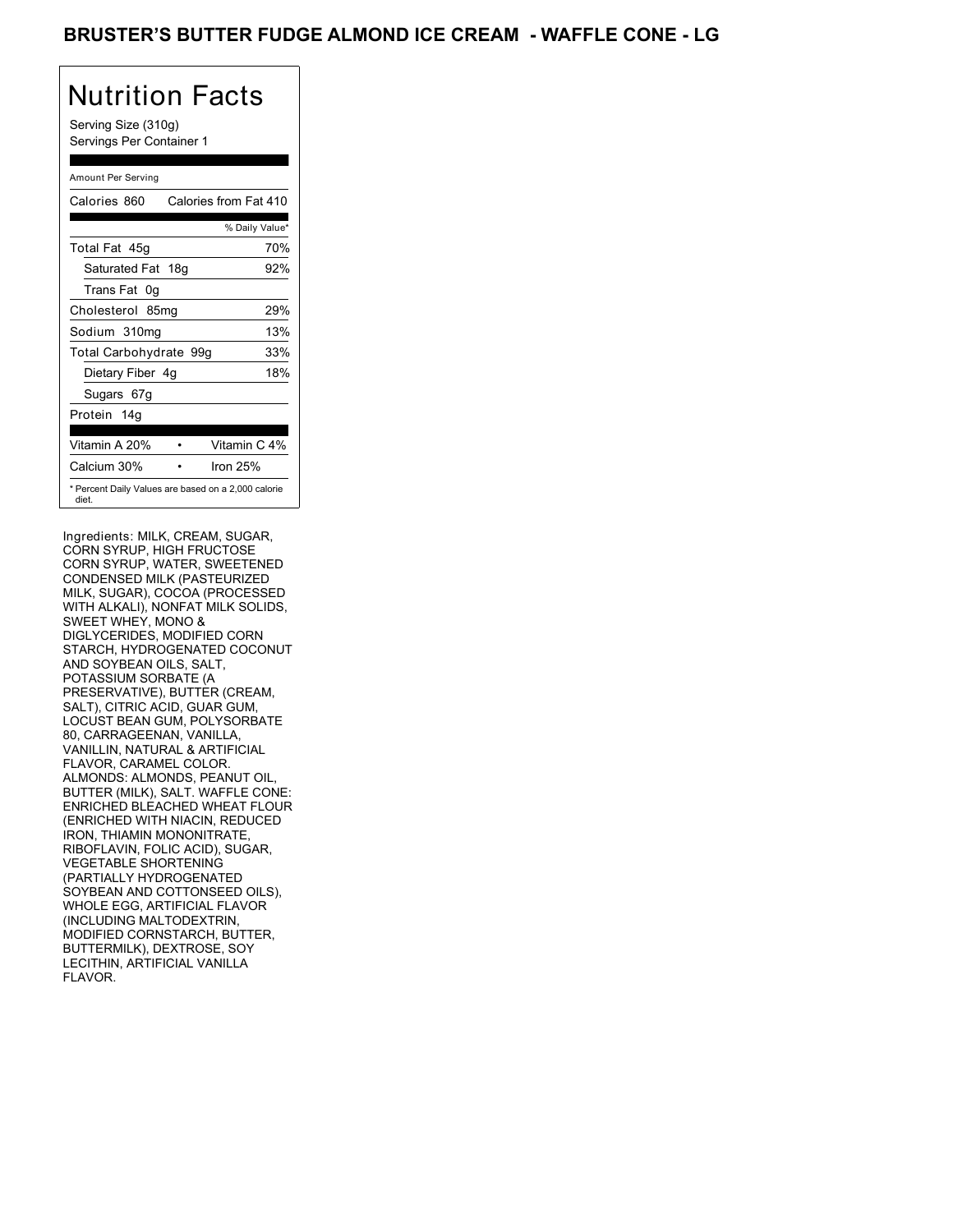# BRUSTER'S BUTTER FUDGE ALMOND ICE CREAM - WAFFLE CONE - LG

## Nutrition Facts

Serving Size (310g)
Servings Per Container 1

Amount Per Serving

| | |
|---|---|
| Calories 860 | Calories from Fat 410 |
| | % Daily Value* |
| Total Fat 45g | 70% |
| Saturated Fat 18g | 92% |
| Trans Fat 0g | |
| Cholesterol 85mg | 29% |
| Sodium 310mg | 13% |
| Total Carbohydrate 99g | 33% |
| Dietary Fiber 4g | 18% |
| Sugars 67g | |
| Protein 14g | |
| Vitamin A 20% | Vitamin C 4% |
| Calcium 30% | Iron 25% |

\* Percent Daily Values are based on a 2,000 calorie diet.

Ingredients: MILK, CREAM, SUGAR, CORN SYRUP, HIGH FRUCTOSE CORN SYRUP, WATER, SWEETENED CONDENSED MILK (PASTEURIZED MILK, SUGAR), COCOA (PROCESSED WITH ALKALI), NONFAT MILK SOLIDS, SWEET WHEY, MONO & DIGLYCERIDES, MODIFIED CORN STARCH, HYDROGENATED COCONUT AND SOYBEAN OILS, SALT, POTASSIUM SORBATE (A PRESERVATIVE), BUTTER (CREAM, SALT), CITRIC ACID, GUAR GUM, LOCUST BEAN GUM, POLYSORBATE 80, CARRAGEENAN, VANILLA, VANILLIN, NATURAL & ARTIFICIAL FLAVOR, CARAMEL COLOR. ALMONDS: ALMONDS, PEANUT OIL, BUTTER (MILK), SALT. WAFFLE CONE: ENRICHED BLEACHED WHEAT FLOUR (ENRICHED WITH NIACIN, REDUCED IRON, THIAMIN MONONITRATE, RIBOFLAVIN, FOLIC ACID), SUGAR, VEGETABLE SHORTENING (PARTIALLY HYDROGENATED SOYBEAN AND COTTONSEED OILS), WHOLE EGG, ARTIFICIAL FLAVOR (INCLUDING MALTODEXTRIN, MODIFIED CORNSTARCH, BUTTER, BUTTERMILK), DEXTROSE, SOY LECITHIN, ARTIFICIAL VANILLA FLAVOR.